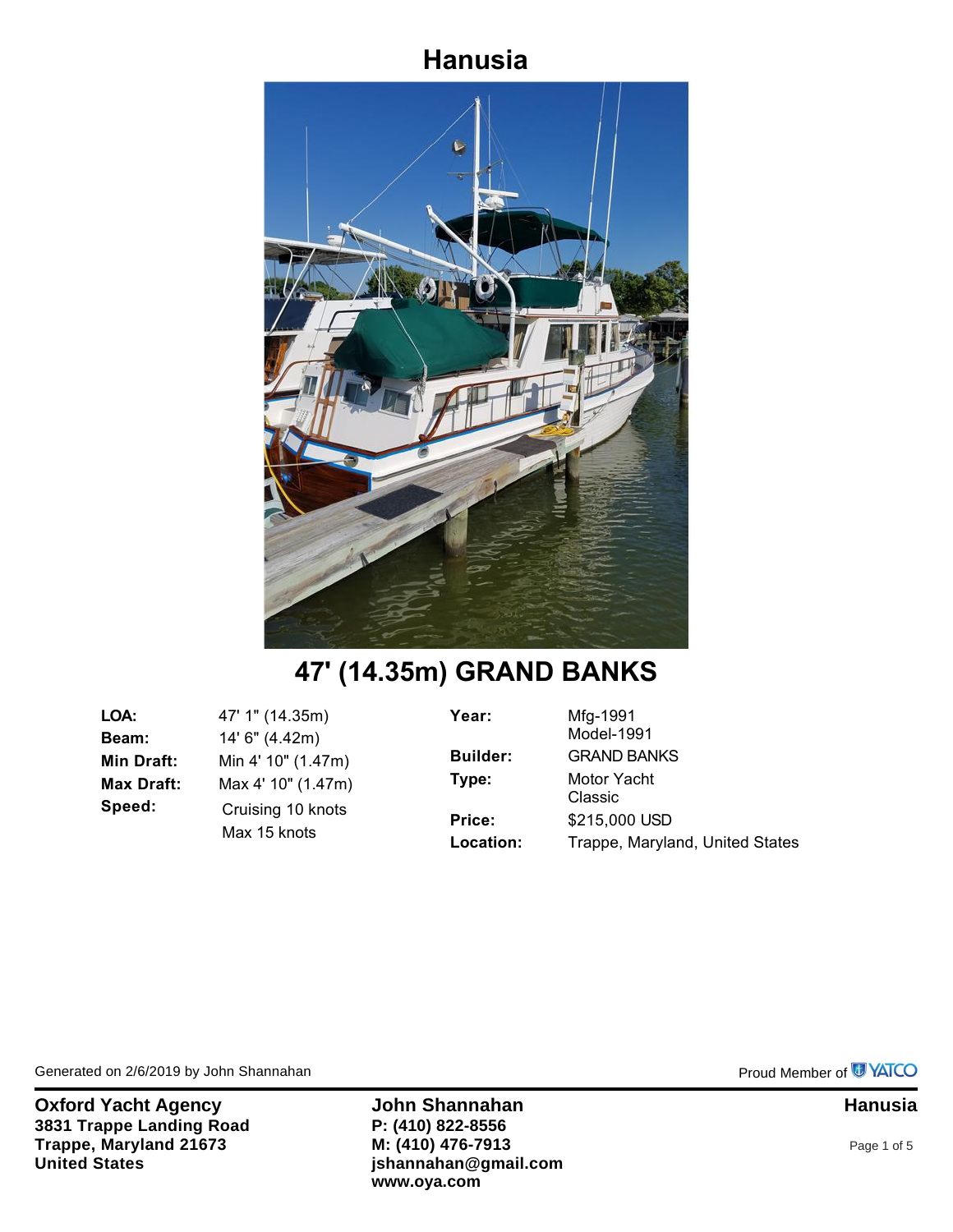# Hanusia

## 47' (14.35m) GRAND BANKS

| | | | |
|---|---|---|---|
| **LOA:** | 47' 1" (14.35m) | **Year:** | Mfg-1991<br>Model-1991 |
| **Beam:** | 14' 6" (4.42m) | **Builder:** | GRAND BANKS |
| **Min Draft:** | Min 4' 10" (1.47m) | **Type:** | Motor Yacht<br>Classic |
| **Max Draft:** | Max 4' 10" (1.47m) | **Price:** | $215,000 USD |
| **Speed:** | Cruising 10 knots<br>Max 15 knots | **Location:** | Trappe, Maryland, United States |

Generated on 2/6/2019 by John Shannahan

Proud Member of YATCO

**Oxford Yacht Agency**
**3831 Trappe Landing Road**
**Trappe, Maryland 21673**
**United States**

**John Shannahan**
**P: (410) 822-8556**
**M: (410) 476-7913**
**jshannahan@gmail.com**
**www.oya.com**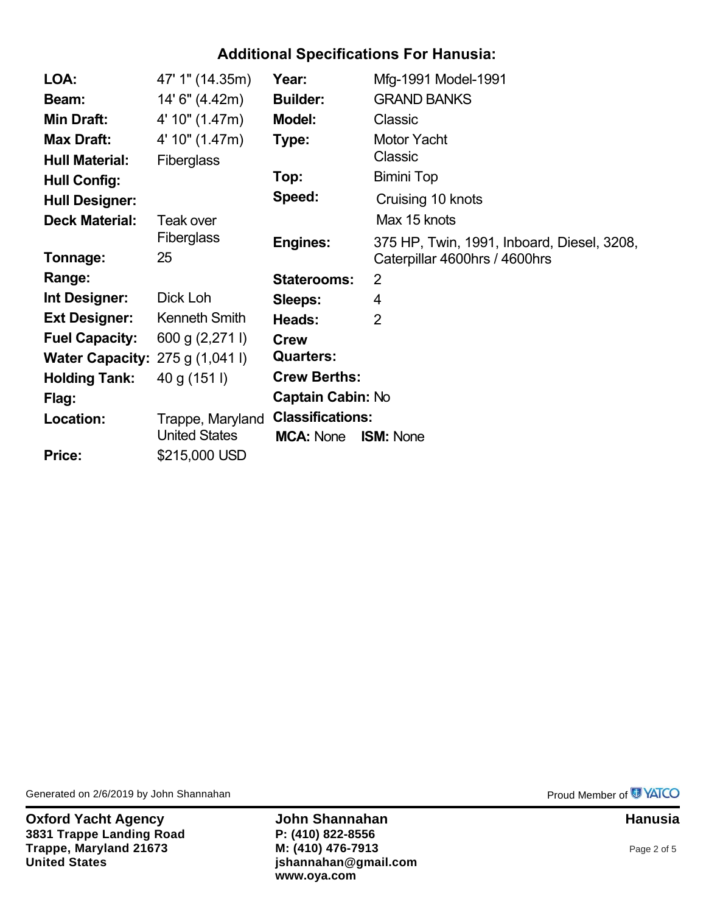## Additional Specifications For Hanusia:

| | | | |
|---|---|---|---|
| **LOA:** | 47' 1" (14.35m) | **Year:** | Mfg-1991 Model-1991 |
| **Beam:** | 14' 6" (4.42m) | **Builder:** | GRAND BANKS |
| **Min Draft:** | 4' 10" (1.47m) | **Model:** | Classic |
| **Max Draft:** | 4' 10" (1.47m) | **Type:** | Motor Yacht Classic |
| **Hull Material:** | Fiberglass | **Top:** | Bimini Top |
| **Hull Config:** | | **Speed:** | Cruising 10 knots Max 15 knots |
| **Hull Designer:** | | | |
| **Deck Material:** | Teak over Fiberglass | **Engines:** | 375 HP, Twin, 1991, Inboard, Diesel, 3208, Caterpillar 4600hrs / 4600hrs |
| **Tonnage:** | 25 | | |
| **Range:** | | **Staterooms:** | 2 |
| **Int Designer:** | Dick Loh | **Sleeps:** | 4 |
| **Ext Designer:** | Kenneth Smith | **Heads:** | 2 |
| **Fuel Capacity:** | 600 g (2,271 l) | **Crew Quarters:** | |
| **Water Capacity:** | 275 g (1,041 l) | | |
| **Holding Tank:** | 40 g (151 l) | **Crew Berths:** | |
| **Flag:** | | **Captain Cabin:** | No |
| **Location:** | Trappe, Maryland United States | **Classifications:** | **MCA:** None **ISM:** None |
| **Price:** | $215,000 USD | | |

Generated on 2/6/2019 by John Shannahan

Proud Member of YATCO

**Oxford Yacht Agency**
**3831 Trappe Landing Road**
**Trappe, Maryland 21673**
**United States**

**John Shannahan**
**P: (410) 822-8556**
**M: (410) 476-7913**
**jshannahan@gmail.com**
**www.oya.com**

**Hanusia**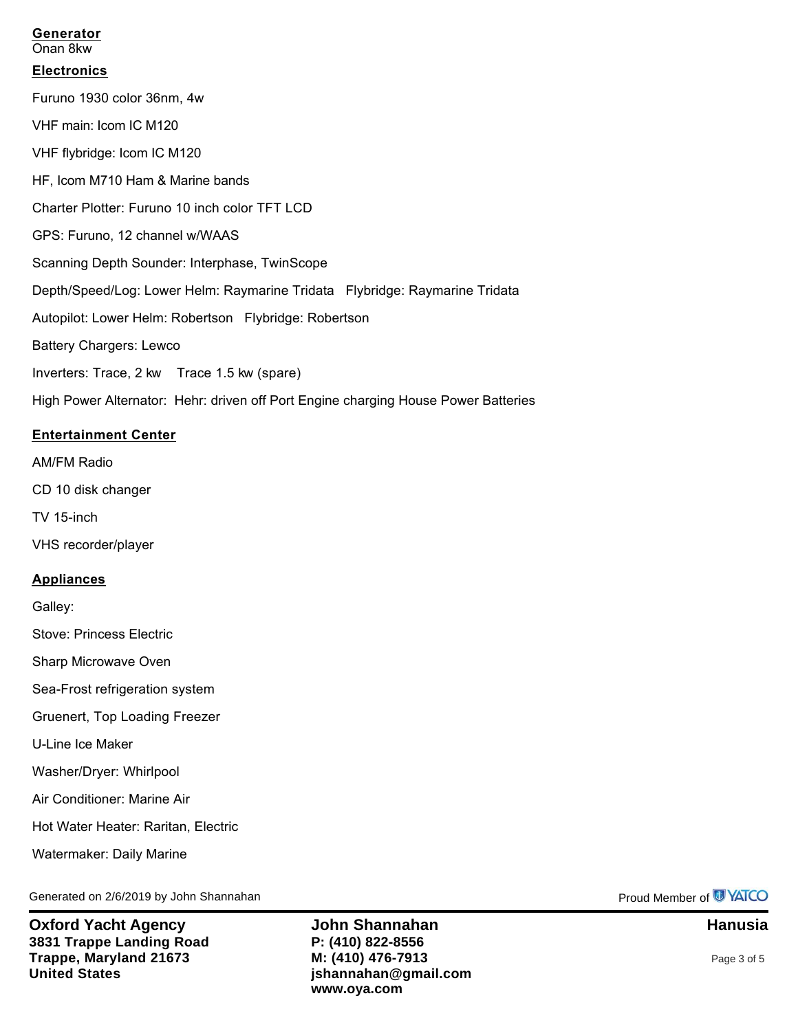## Generator

Onan 8kw

## Electronics

Furuno 1930 color 36nm, 4w

VHF main: Icom IC M120

VHF flybridge: Icom IC M120

HF, Icom M710 Ham & Marine bands

Charter Plotter: Furuno 10 inch color TFT LCD

GPS: Furuno, 12 channel w/WAAS

Scanning Depth Sounder: Interphase, TwinScope

Depth/Speed/Log: Lower Helm: Raymarine Tridata   Flybridge: Raymarine Tridata

Autopilot: Lower Helm: Robertson   Flybridge: Robertson

Battery Chargers: Lewco

Inverters: Trace, 2 kw    Trace 1.5 kw (spare)

High Power Alternator:  Hehr: driven off Port Engine charging House Power Batteries

## Entertainment Center

AM/FM Radio

CD 10 disk changer

TV 15-inch

VHS recorder/player

## Appliances

Galley:

Stove: Princess Electric

Sharp Microwave Oven

Sea-Frost refrigeration system

Gruenert, Top Loading Freezer

U-Line Ice Maker

Washer/Dryer: Whirlpool

Air Conditioner: Marine Air

Hot Water Heater: Raritan, Electric

Watermaker: Daily Marine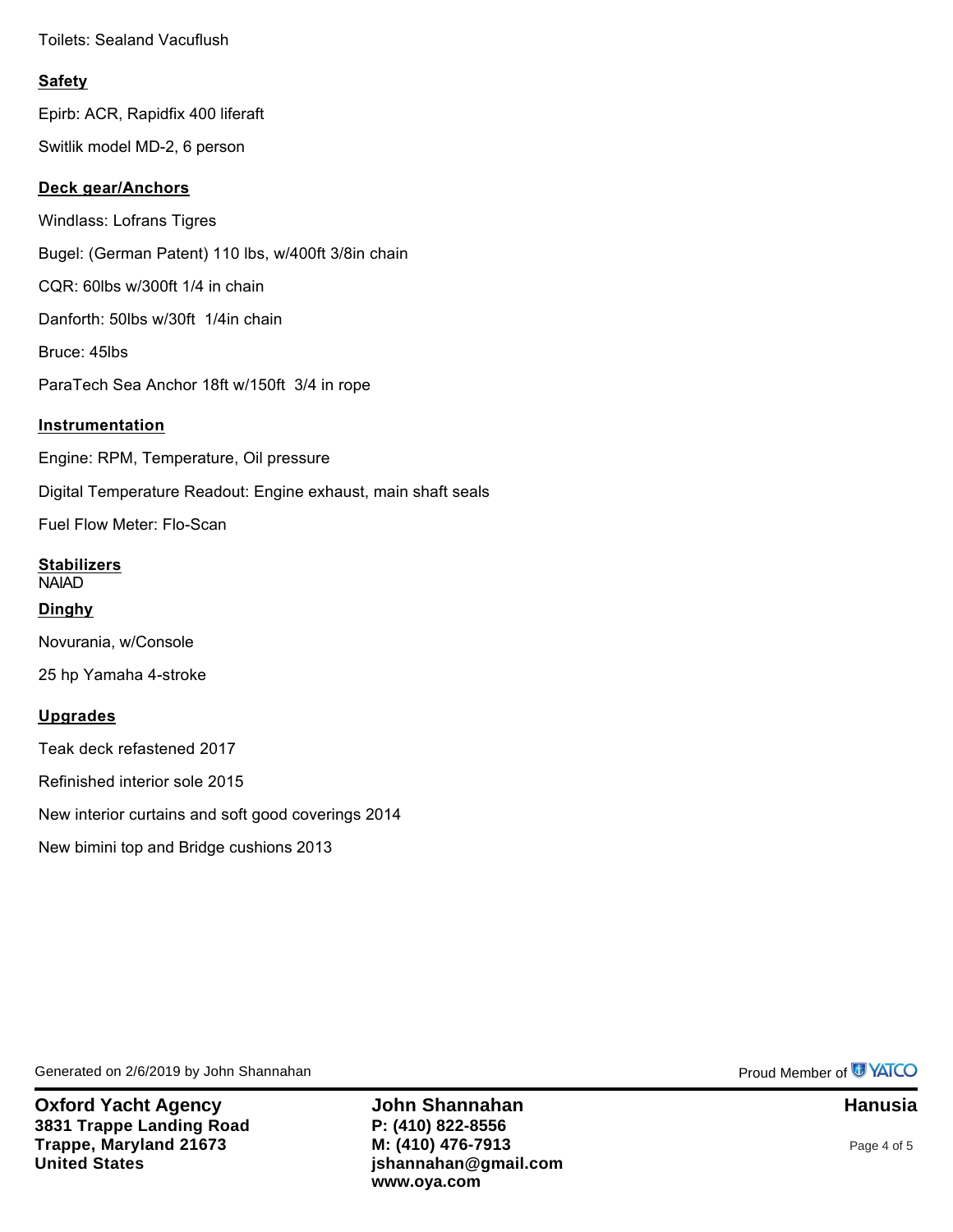Toilets: Sealand Vacuflush

## Safety

Epirb: ACR, Rapidfix 400 liferaft

Switlik model MD-2, 6 person

## Deck gear/Anchors

Windlass: Lofrans Tigres

Bugel: (German Patent) 110 lbs, w/400ft 3/8in chain

CQR: 60lbs w/300ft 1/4 in chain

Danforth: 50lbs w/30ft 1/4in chain

Bruce: 45lbs

ParaTech Sea Anchor 18ft w/150ft 3/4 in rope

## Instrumentation

Engine: RPM, Temperature, Oil pressure

Digital Temperature Readout: Engine exhaust, main shaft seals

Fuel Flow Meter: Flo-Scan

## Stabilizers

NAIAD

## Dinghy

Novurania, w/Console

25 hp Yamaha 4-stroke

## Upgrades

Teak deck refastened 2017

Refinished interior sole 2015

New interior curtains and soft good coverings 2014

New bimini top and Bridge cushions 2013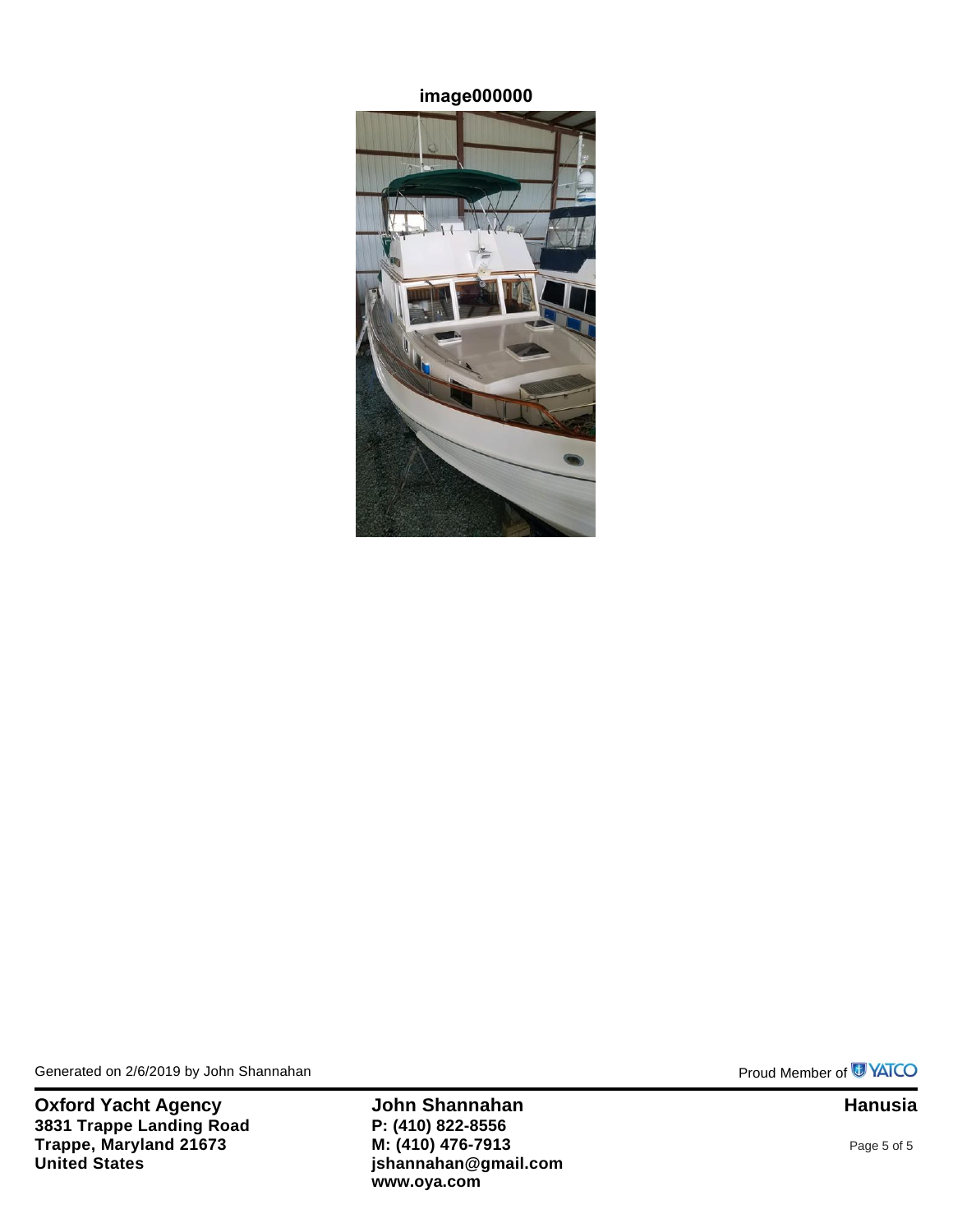**image000000**

Generated on 2/6/2019 by John Shannahan

Proud Member of YATCO

**Oxford Yacht Agency**
**3831 Trappe Landing Road**
**Trappe, Maryland 21673**
**United States**

**John Shannahan**
**P: (410) 822-8556**
**M: (410) 476-7913**
**jshannahan@gmail.com**
**www.oya.com**

**Hanusia**